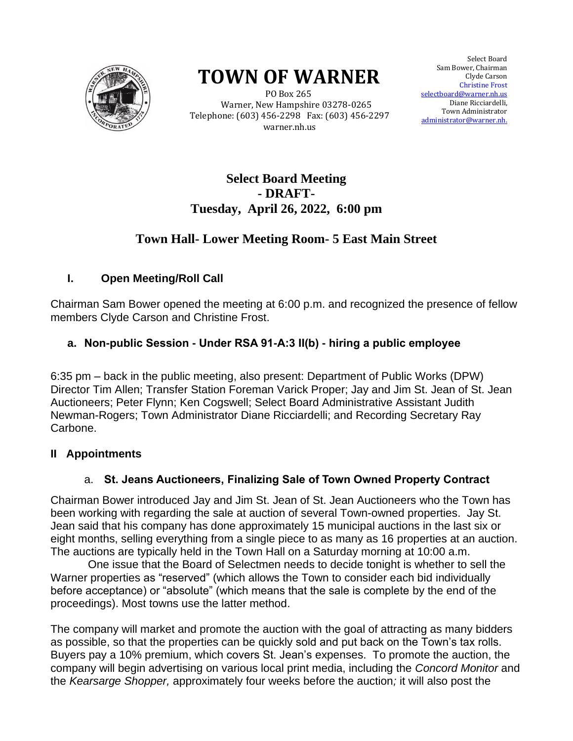# TOWN OF WARNER

PO Box 265
Warner, New Hampshire 03278-0265
Telephone: (603) 456-2298 Fax: (603) 456-2297
warner.nh.us

Select Board
Sam Bower, Chairman
Clyde Carson
Christine Frost
selectboard@warner.nh.us
Diane Ricciardelli,
Town Administrator
administrator@warner.nh.

## Select Board Meeting
## - DRAFT-
## Tuesday, April 26, 2022, 6:00 pm

## Town Hall- Lower Meeting Room- 5 East Main Street

### I. Open Meeting/Roll Call

Chairman Sam Bower opened the meeting at 6:00 p.m. and recognized the presence of fellow members Clyde Carson and Christine Frost.

#### a. Non-public Session - Under RSA 91-A:3 II(b) - hiring a public employee

6:35 pm – back in the public meeting, also present: Department of Public Works (DPW) Director Tim Allen; Transfer Station Foreman Varick Proper; Jay and Jim St. Jean of St. Jean Auctioneers; Peter Flynn; Ken Cogswell; Select Board Administrative Assistant Judith Newman-Rogers; Town Administrator Diane Ricciardelli; and Recording Secretary Ray Carbone.

### II Appointments

#### a. St. Jeans Auctioneers, Finalizing Sale of Town Owned Property Contract

Chairman Bower introduced Jay and Jim St. Jean of St. Jean Auctioneers who the Town has been working with regarding the sale at auction of several Town-owned properties. Jay St. Jean said that his company has done approximately 15 municipal auctions in the last six or eight months, selling everything from a single piece to as many as 16 properties at an auction. The auctions are typically held in the Town Hall on a Saturday morning at 10:00 a.m.

One issue that the Board of Selectmen needs to decide tonight is whether to sell the Warner properties as "reserved" (which allows the Town to consider each bid individually before acceptance) or "absolute" (which means that the sale is complete by the end of the proceedings). Most towns use the latter method.

The company will market and promote the auction with the goal of attracting as many bidders as possible, so that the properties can be quickly sold and put back on the Town's tax rolls. Buyers pay a 10% premium, which covers St. Jean's expenses. To promote the auction, the company will begin advertising on various local print media, including the *Concord Monitor* and the *Kearsarge Shopper,* approximately four weeks before the auction*;* it will also post the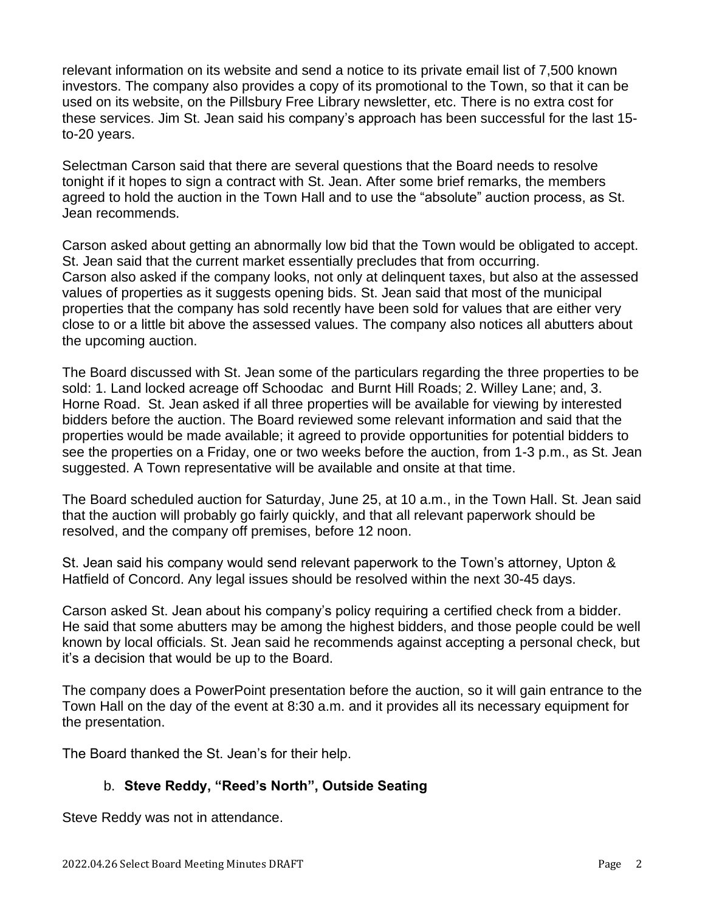relevant information on its website and send a notice to its private email list of 7,500 known investors. The company also provides a copy of its promotional to the Town, so that it can be used on its website, on the Pillsbury Free Library newsletter, etc. There is no extra cost for these services. Jim St. Jean said his company's approach has been successful for the last 15-to-20 years.

Selectman Carson said that there are several questions that the Board needs to resolve tonight if it hopes to sign a contract with St. Jean. After some brief remarks, the members agreed to hold the auction in the Town Hall and to use the "absolute" auction process, as St. Jean recommends.

Carson asked about getting an abnormally low bid that the Town would be obligated to accept. St. Jean said that the current market essentially precludes that from occurring.
Carson also asked if the company looks, not only at delinquent taxes, but also at the assessed values of properties as it suggests opening bids. St. Jean said that most of the municipal properties that the company has sold recently have been sold for values that are either very close to or a little bit above the assessed values. The company also notices all abutters about the upcoming auction.

The Board discussed with St. Jean some of the particulars regarding the three properties to be sold: 1. Land locked acreage off Schoodac and Burnt Hill Roads; 2. Willey Lane; and, 3. Horne Road. St. Jean asked if all three properties will be available for viewing by interested bidders before the auction. The Board reviewed some relevant information and said that the properties would be made available; it agreed to provide opportunities for potential bidders to see the properties on a Friday, one or two weeks before the auction, from 1-3 p.m., as St. Jean suggested. A Town representative will be available and onsite at that time.

The Board scheduled auction for Saturday, June 25, at 10 a.m., in the Town Hall. St. Jean said that the auction will probably go fairly quickly, and that all relevant paperwork should be resolved, and the company off premises, before 12 noon.

St. Jean said his company would send relevant paperwork to the Town's attorney, Upton & Hatfield of Concord. Any legal issues should be resolved within the next 30-45 days.

Carson asked St. Jean about his company's policy requiring a certified check from a bidder. He said that some abutters may be among the highest bidders, and those people could be well known by local officials. St. Jean said he recommends against accepting a personal check, but it's a decision that would be up to the Board.

The company does a PowerPoint presentation before the auction, so it will gain entrance to the Town Hall on the day of the event at 8:30 a.m. and it provides all its necessary equipment for the presentation.

The Board thanked the St. Jean's for their help.

b. **Steve Reddy, "Reed's North", Outside Seating**

Steve Reddy was not in attendance.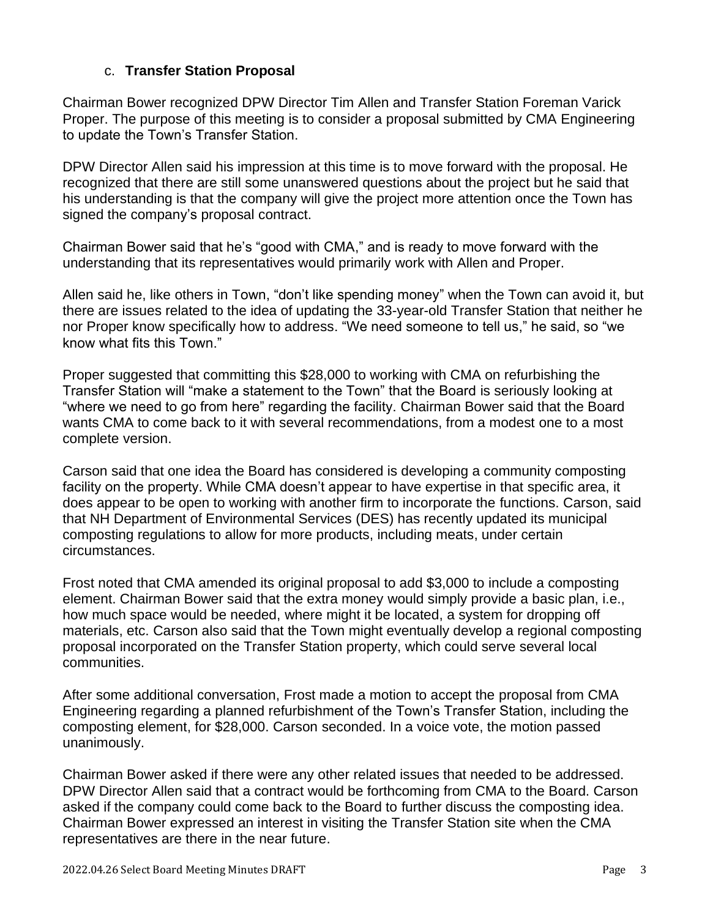### c. **Transfer Station Proposal**

Chairman Bower recognized DPW Director Tim Allen and Transfer Station Foreman Varick Proper. The purpose of this meeting is to consider a proposal submitted by CMA Engineering to update the Town's Transfer Station.

DPW Director Allen said his impression at this time is to move forward with the proposal. He recognized that there are still some unanswered questions about the project but he said that his understanding is that the company will give the project more attention once the Town has signed the company's proposal contract.

Chairman Bower said that he's "good with CMA," and is ready to move forward with the understanding that its representatives would primarily work with Allen and Proper.

Allen said he, like others in Town, "don't like spending money" when the Town can avoid it, but there are issues related to the idea of updating the 33-year-old Transfer Station that neither he nor Proper know specifically how to address. "We need someone to tell us," he said, so "we know what fits this Town."

Proper suggested that committing this $28,000 to working with CMA on refurbishing the Transfer Station will "make a statement to the Town" that the Board is seriously looking at "where we need to go from here" regarding the facility. Chairman Bower said that the Board wants CMA to come back to it with several recommendations, from a modest one to a most complete version.

Carson said that one idea the Board has considered is developing a community composting facility on the property. While CMA doesn't appear to have expertise in that specific area, it does appear to be open to working with another firm to incorporate the functions. Carson, said that NH Department of Environmental Services (DES) has recently updated its municipal composting regulations to allow for more products, including meats, under certain circumstances.

Frost noted that CMA amended its original proposal to add $3,000 to include a composting element. Chairman Bower said that the extra money would simply provide a basic plan, i.e., how much space would be needed, where might it be located, a system for dropping off materials, etc. Carson also said that the Town might eventually develop a regional composting proposal incorporated on the Transfer Station property, which could serve several local communities.

After some additional conversation, Frost made a motion to accept the proposal from CMA Engineering regarding a planned refurbishment of the Town's Transfer Station, including the composting element, for $28,000. Carson seconded. In a voice vote, the motion passed unanimously.

Chairman Bower asked if there were any other related issues that needed to be addressed. DPW Director Allen said that a contract would be forthcoming from CMA to the Board. Carson asked if the company could come back to the Board to further discuss the composting idea. Chairman Bower expressed an interest in visiting the Transfer Station site when the CMA representatives are there in the near future.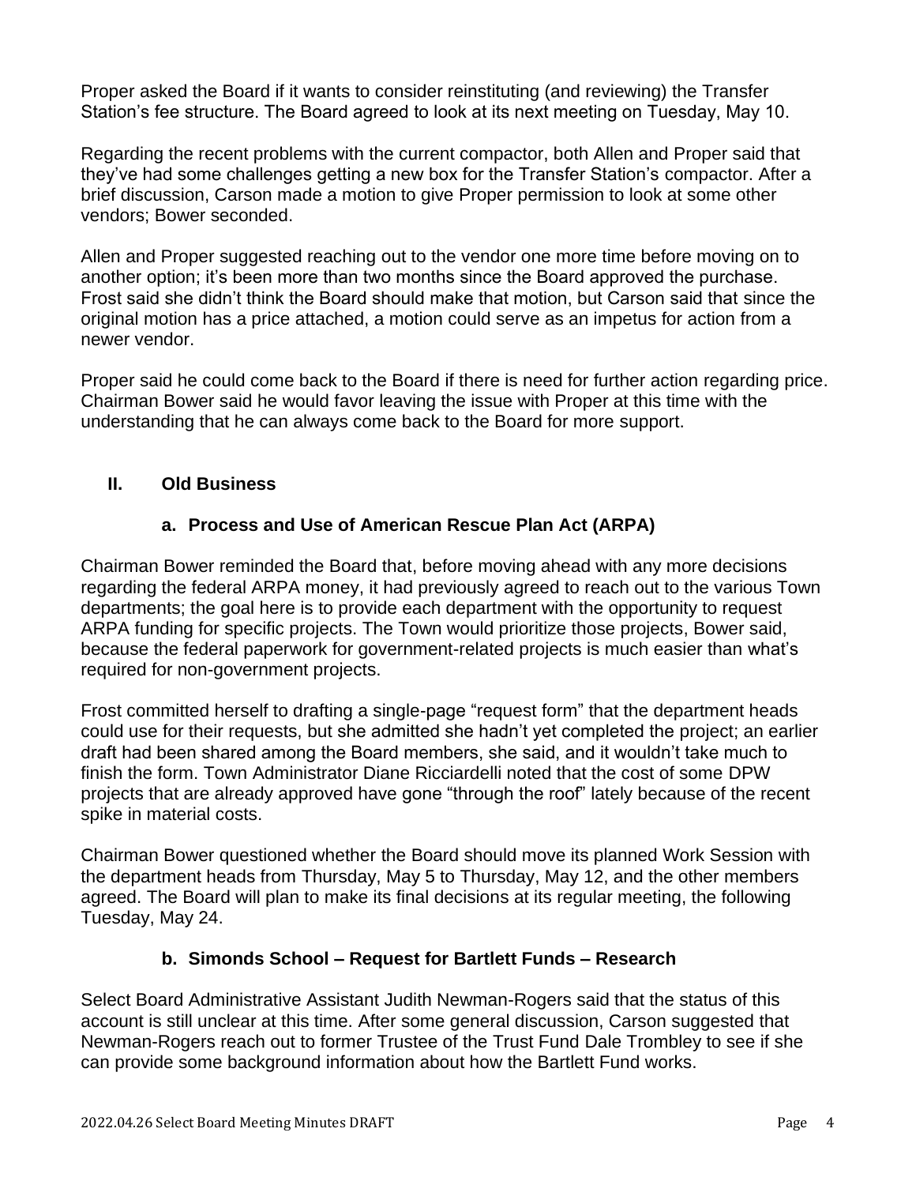Proper asked the Board if it wants to consider reinstituting (and reviewing) the Transfer Station's fee structure. The Board agreed to look at its next meeting on Tuesday, May 10.

Regarding the recent problems with the current compactor, both Allen and Proper said that they've had some challenges getting a new box for the Transfer Station's compactor. After a brief discussion, Carson made a motion to give Proper permission to look at some other vendors; Bower seconded.

Allen and Proper suggested reaching out to the vendor one more time before moving on to another option; it's been more than two months since the Board approved the purchase. Frost said she didn't think the Board should make that motion, but Carson said that since the original motion has a price attached, a motion could serve as an impetus for action from a newer vendor.

Proper said he could come back to the Board if there is need for further action regarding price. Chairman Bower said he would favor leaving the issue with Proper at this time with the understanding that he can always come back to the Board for more support.

## II. Old Business

### a. Process and Use of American Rescue Plan Act (ARPA)

Chairman Bower reminded the Board that, before moving ahead with any more decisions regarding the federal ARPA money, it had previously agreed to reach out to the various Town departments; the goal here is to provide each department with the opportunity to request ARPA funding for specific projects. The Town would prioritize those projects, Bower said, because the federal paperwork for government-related projects is much easier than what's required for non-government projects.

Frost committed herself to drafting a single-page "request form" that the department heads could use for their requests, but she admitted she hadn't yet completed the project; an earlier draft had been shared among the Board members, she said, and it wouldn't take much to finish the form. Town Administrator Diane Ricciardelli noted that the cost of some DPW projects that are already approved have gone "through the roof" lately because of the recent spike in material costs.

Chairman Bower questioned whether the Board should move its planned Work Session with the department heads from Thursday, May 5 to Thursday, May 12, and the other members agreed. The Board will plan to make its final decisions at its regular meeting, the following Tuesday, May 24.

### b. Simonds School – Request for Bartlett Funds – Research

Select Board Administrative Assistant Judith Newman-Rogers said that the status of this account is still unclear at this time. After some general discussion, Carson suggested that Newman-Rogers reach out to former Trustee of the Trust Fund Dale Trombley to see if she can provide some background information about how the Bartlett Fund works.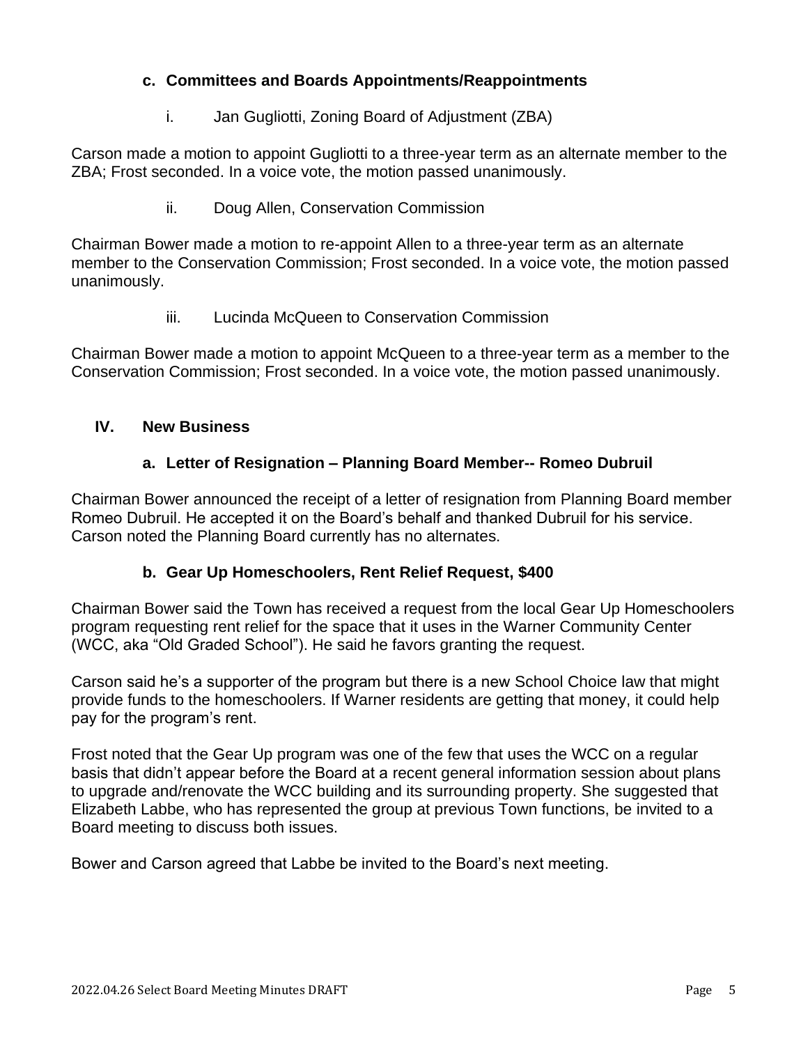### c. Committees and Boards Appointments/Reappointments

i. Jan Gugliotti, Zoning Board of Adjustment (ZBA)

Carson made a motion to appoint Gugliotti to a three-year term as an alternate member to the ZBA; Frost seconded. In a voice vote, the motion passed unanimously.

ii. Doug Allen, Conservation Commission

Chairman Bower made a motion to re-appoint Allen to a three-year term as an alternate member to the Conservation Commission; Frost seconded. In a voice vote, the motion passed unanimously.

iii. Lucinda McQueen to Conservation Commission

Chairman Bower made a motion to appoint McQueen to a three-year term as a member to the Conservation Commission; Frost seconded. In a voice vote, the motion passed unanimously.

## IV. New Business

### a. Letter of Resignation – Planning Board Member-- Romeo Dubruil

Chairman Bower announced the receipt of a letter of resignation from Planning Board member Romeo Dubruil. He accepted it on the Board's behalf and thanked Dubruil for his service. Carson noted the Planning Board currently has no alternates.

### b. Gear Up Homeschoolers, Rent Relief Request, $400

Chairman Bower said the Town has received a request from the local Gear Up Homeschoolers program requesting rent relief for the space that it uses in the Warner Community Center (WCC, aka "Old Graded School"). He said he favors granting the request.

Carson said he's a supporter of the program but there is a new School Choice law that might provide funds to the homeschoolers. If Warner residents are getting that money, it could help pay for the program's rent.

Frost noted that the Gear Up program was one of the few that uses the WCC on a regular basis that didn't appear before the Board at a recent general information session about plans to upgrade and/renovate the WCC building and its surrounding property. She suggested that Elizabeth Labbe, who has represented the group at previous Town functions, be invited to a Board meeting to discuss both issues.

Bower and Carson agreed that Labbe be invited to the Board's next meeting.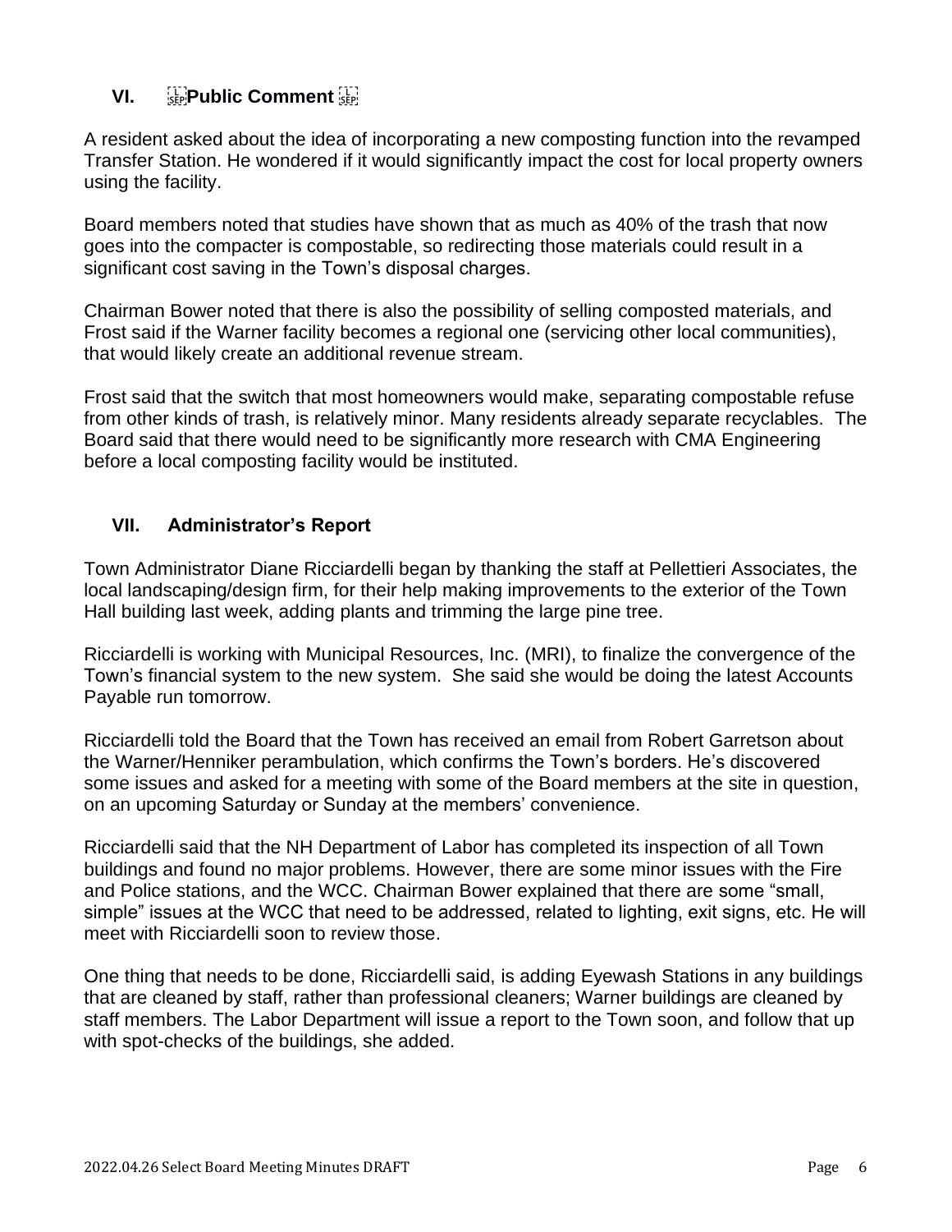## VI. Public Comment

A resident asked about the idea of incorporating a new composting function into the revamped Transfer Station. He wondered if it would significantly impact the cost for local property owners using the facility.

Board members noted that studies have shown that as much as 40% of the trash that now goes into the compacter is compostable, so redirecting those materials could result in a significant cost saving in the Town's disposal charges.

Chairman Bower noted that there is also the possibility of selling composted materials, and Frost said if the Warner facility becomes a regional one (servicing other local communities), that would likely create an additional revenue stream.

Frost said that the switch that most homeowners would make, separating compostable refuse from other kinds of trash, is relatively minor. Many residents already separate recyclables. The Board said that there would need to be significantly more research with CMA Engineering before a local composting facility would be instituted.

## VII. Administrator's Report

Town Administrator Diane Ricciardelli began by thanking the staff at Pellettieri Associates, the local landscaping/design firm, for their help making improvements to the exterior of the Town Hall building last week, adding plants and trimming the large pine tree.

Ricciardelli is working with Municipal Resources, Inc. (MRI), to finalize the convergence of the Town's financial system to the new system. She said she would be doing the latest Accounts Payable run tomorrow.

Ricciardelli told the Board that the Town has received an email from Robert Garretson about the Warner/Henniker perambulation, which confirms the Town's borders. He's discovered some issues and asked for a meeting with some of the Board members at the site in question, on an upcoming Saturday or Sunday at the members' convenience.

Ricciardelli said that the NH Department of Labor has completed its inspection of all Town buildings and found no major problems. However, there are some minor issues with the Fire and Police stations, and the WCC. Chairman Bower explained that there are some "small, simple" issues at the WCC that need to be addressed, related to lighting, exit signs, etc. He will meet with Ricciardelli soon to review those.

One thing that needs to be done, Ricciardelli said, is adding Eyewash Stations in any buildings that are cleaned by staff, rather than professional cleaners; Warner buildings are cleaned by staff members. The Labor Department will issue a report to the Town soon, and follow that up with spot-checks of the buildings, she added.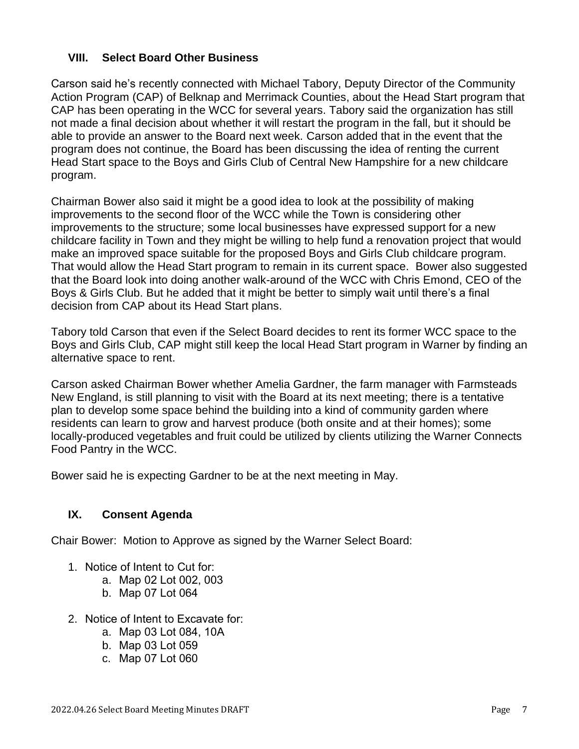## VIII. Select Board Other Business

Carson said he's recently connected with Michael Tabory, Deputy Director of the Community Action Program (CAP) of Belknap and Merrimack Counties, about the Head Start program that CAP has been operating in the WCC for several years. Tabory said the organization has still not made a final decision about whether it will restart the program in the fall, but it should be able to provide an answer to the Board next week. Carson added that in the event that the program does not continue, the Board has been discussing the idea of renting the current Head Start space to the Boys and Girls Club of Central New Hampshire for a new childcare program.

Chairman Bower also said it might be a good idea to look at the possibility of making improvements to the second floor of the WCC while the Town is considering other improvements to the structure; some local businesses have expressed support for a new childcare facility in Town and they might be willing to help fund a renovation project that would make an improved space suitable for the proposed Boys and Girls Club childcare program. That would allow the Head Start program to remain in its current space. Bower also suggested that the Board look into doing another walk-around of the WCC with Chris Emond, CEO of the Boys & Girls Club. But he added that it might be better to simply wait until there's a final decision from CAP about its Head Start plans.

Tabory told Carson that even if the Select Board decides to rent its former WCC space to the Boys and Girls Club, CAP might still keep the local Head Start program in Warner by finding an alternative space to rent.

Carson asked Chairman Bower whether Amelia Gardner, the farm manager with Farmsteads New England, is still planning to visit with the Board at its next meeting; there is a tentative plan to develop some space behind the building into a kind of community garden where residents can learn to grow and harvest produce (both onsite and at their homes); some locally-produced vegetables and fruit could be utilized by clients utilizing the Warner Connects Food Pantry in the WCC.

Bower said he is expecting Gardner to be at the next meeting in May.

## IX. Consent Agenda

Chair Bower: Motion to Approve as signed by the Warner Select Board:

1. Notice of Intent to Cut for:
   a. Map 02 Lot 002, 003
   b. Map 07 Lot 064
2. Notice of Intent to Excavate for:
   a. Map 03 Lot 084, 10A
   b. Map 03 Lot 059
   c. Map 07 Lot 060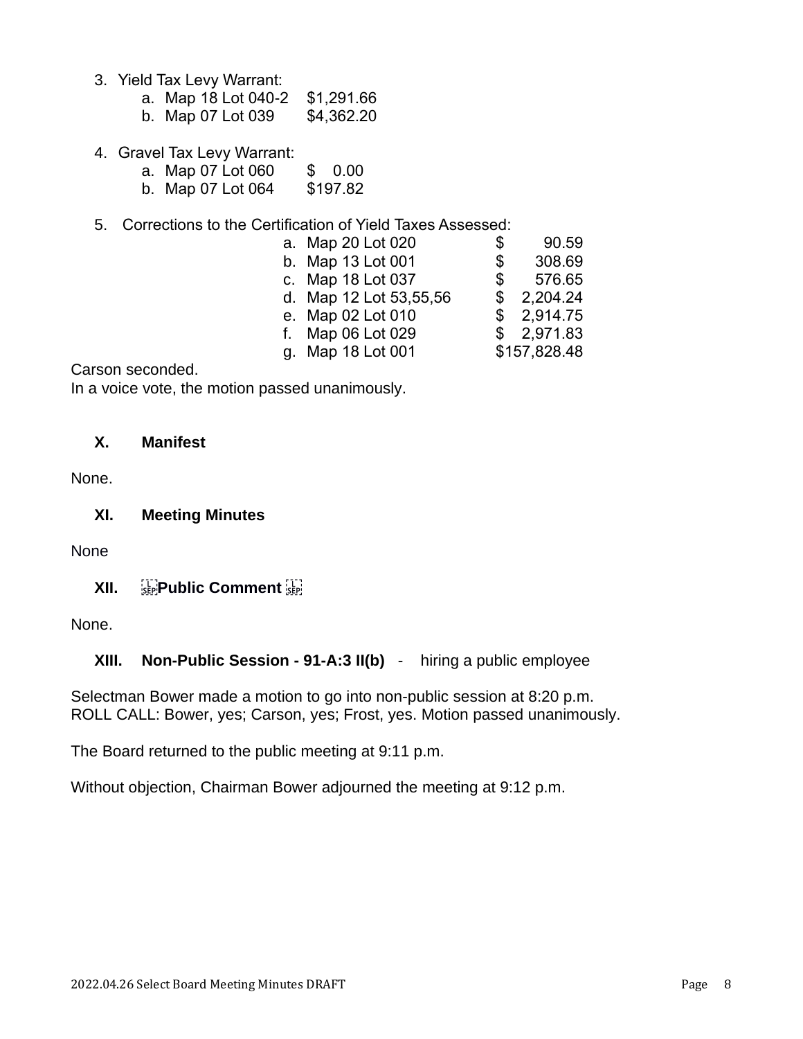3. Yield Tax Levy Warrant:
   a. Map 18 Lot 040-2 $1,291.66
   b. Map 07 Lot 039 $4,362.20

4. Gravel Tax Levy Warrant:
   a. Map 07 Lot 060 $ 0.00
   b. Map 07 Lot 064 $197.82

5. Corrections to the Certification of Yield Taxes Assessed:

| | | |
|---|---|---|
| a. | Map 20 Lot 020 | $ 90.59 |
| b. | Map 13 Lot 001 | $ 308.69 |
| c. | Map 18 Lot 037 | $ 576.65 |
| d. | Map 12 Lot 53,55,56 | $ 2,204.24 |
| e. | Map 02 Lot 010 | $ 2,914.75 |
| f. | Map 06 Lot 029 | $ 2,971.83 |
| g. | Map 18 Lot 001 | $157,828.48 |

Carson seconded.
In a voice vote, the motion passed unanimously.

### X. Manifest

None.

### XI. Meeting Minutes

None

### XII. Public Comment

None.

### XIII. Non-Public Session - 91-A:3 II(b) - hiring a public employee

Selectman Bower made a motion to go into non-public session at 8:20 p.m.
ROLL CALL: Bower, yes; Carson, yes; Frost, yes. Motion passed unanimously.

The Board returned to the public meeting at 9:11 p.m.

Without objection, Chairman Bower adjourned the meeting at 9:12 p.m.